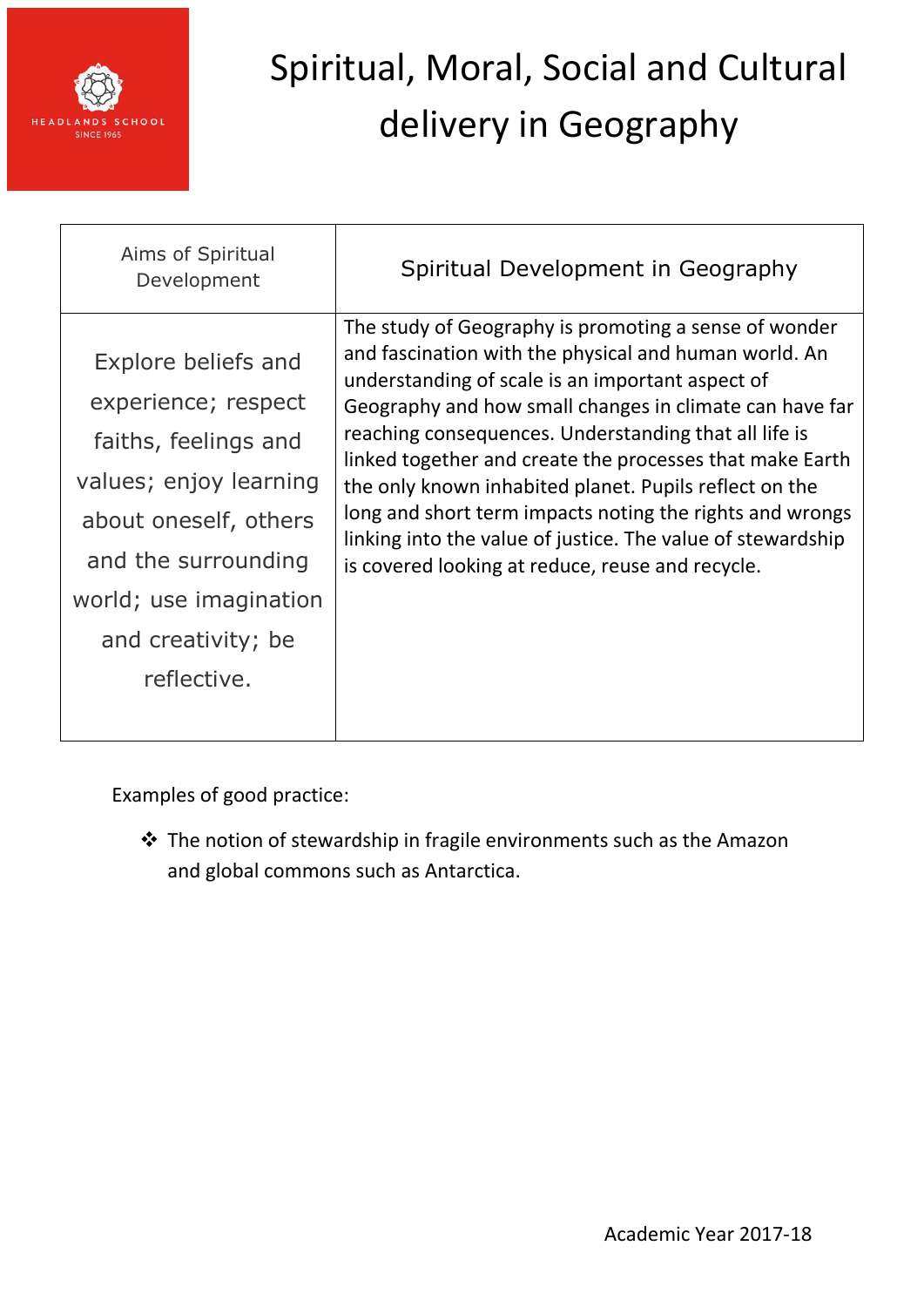HEADLANDS SCHOOL
SINCE 1965

# Spiritual, Moral, Social and Cultural delivery in Geography

| Aims of Spiritual Development | Spiritual Development in Geography |
|---|---|
| Explore beliefs and experience; respect faiths, feelings and values; enjoy learning about oneself, others and the surrounding world; use imagination and creativity; be reflective. | The study of Geography is promoting a sense of wonder and fascination with the physical and human world. An understanding of scale is an important aspect of Geography and how small changes in climate can have far reaching consequences. Understanding that all life is linked together and create the processes that make Earth the only known inhabited planet. Pupils reflect on the long and short term impacts noting the rights and wrongs linking into the value of justice. The value of stewardship is covered looking at reduce, reuse and recycle. |

Examples of good practice:

- The notion of stewardship in fragile environments such as the Amazon and global commons such as Antarctica.

Academic Year 2017-18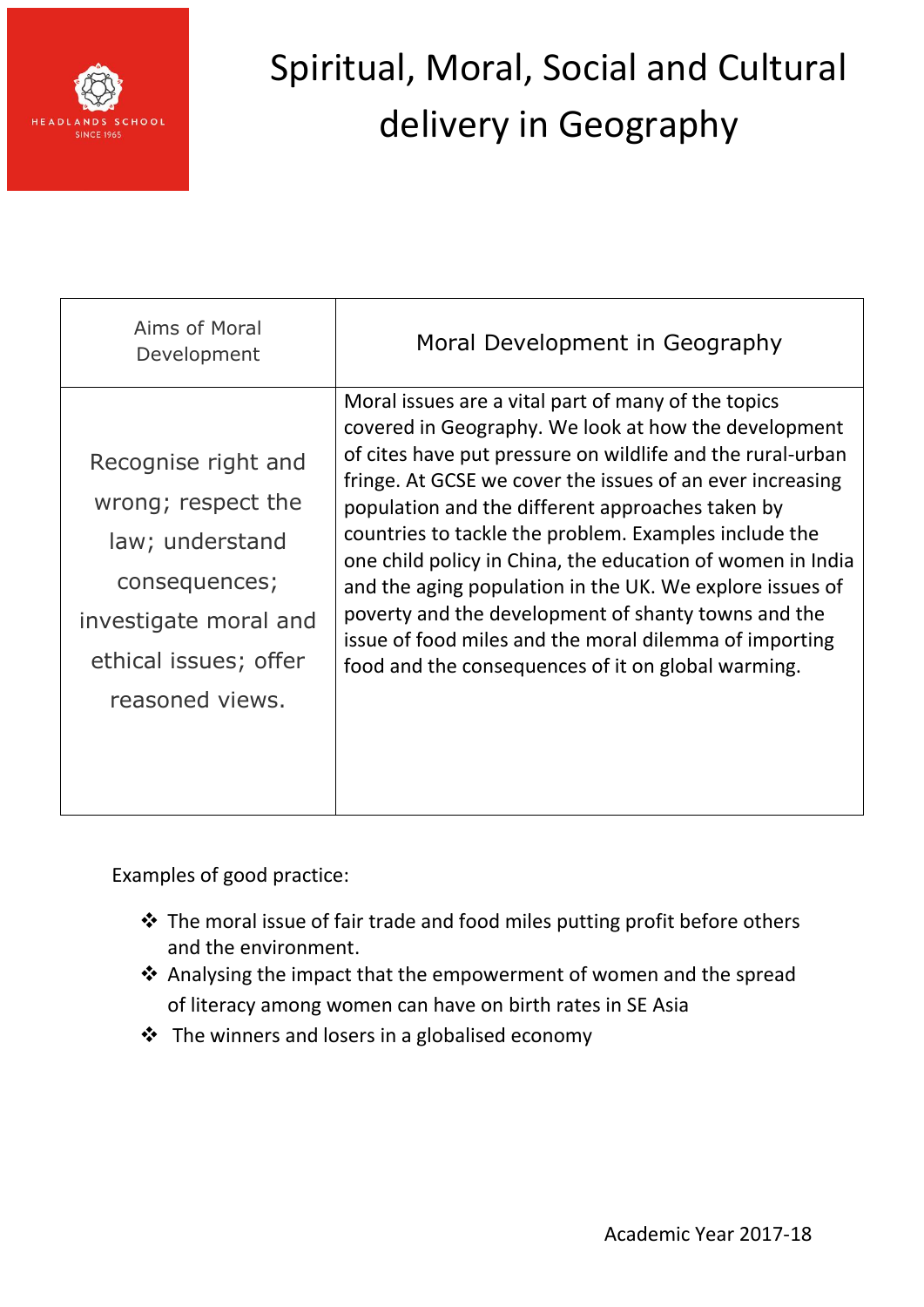# Spiritual, Moral, Social and Cultural delivery in Geography

| Aims of Moral Development | Moral Development in Geography |
|---|---|
| Recognise right and wrong; respect the law; understand consequences; investigate moral and ethical issues; offer reasoned views. | Moral issues are a vital part of many of the topics covered in Geography. We look at how the development of cites have put pressure on wildlife and the rural-urban fringe. At GCSE we cover the issues of an ever increasing population and the different approaches taken by countries to tackle the problem. Examples include the one child policy in China, the education of women in India and the aging population in the UK. We explore issues of poverty and the development of shanty towns and the issue of food miles and the moral dilemma of importing food and the consequences of it on global warming. |

Examples of good practice:

- The moral issue of fair trade and food miles putting profit before others and the environment.
- Analysing the impact that the empowerment of women and the spread of literacy among women can have on birth rates in SE Asia
- The winners and losers in a globalised economy

Academic Year 2017-18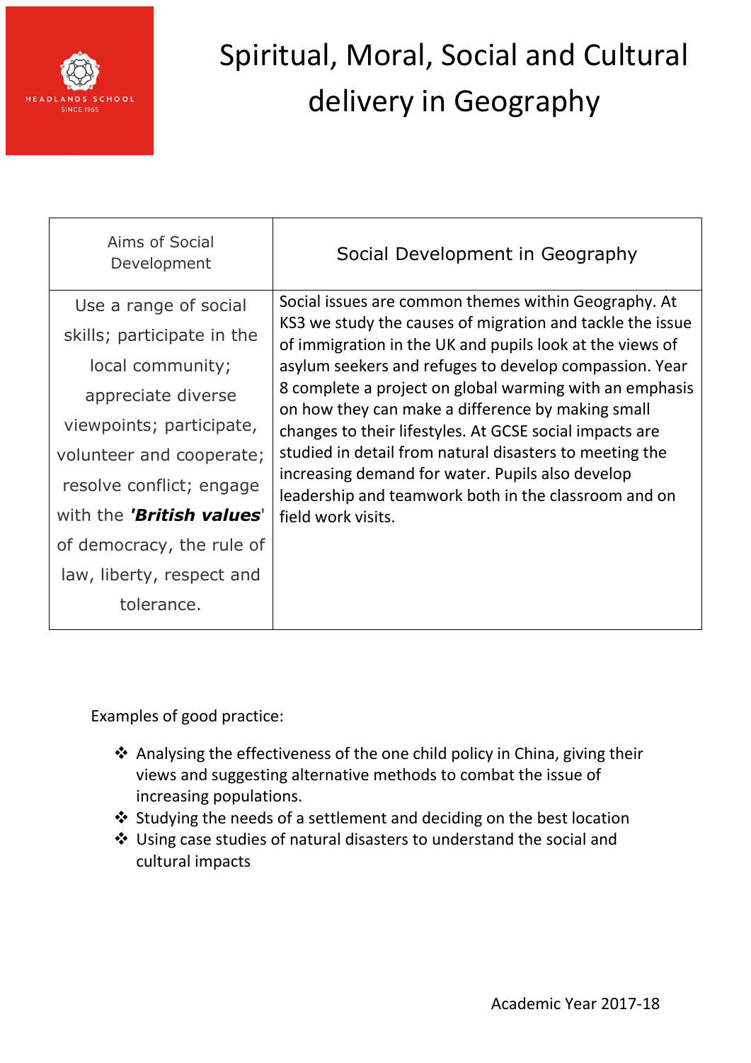# Spiritual, Moral, Social and Cultural delivery in Geography

| Aims of Social Development | Social Development in Geography |
|---|---|
| Use a range of social skills; participate in the local community; appreciate diverse viewpoints; participate, volunteer and cooperate; resolve conflict; engage with the ***'British values'*** of democracy, the rule of law, liberty, respect and tolerance. | Social issues are common themes within Geography. At KS3 we study the causes of migration and tackle the issue of immigration in the UK and pupils look at the views of asylum seekers and refuges to develop compassion. Year 8 complete a project on global warming with an emphasis on how they can make a difference by making small changes to their lifestyles. At GCSE social impacts are studied in detail from natural disasters to meeting the increasing demand for water. Pupils also develop leadership and teamwork both in the classroom and on field work visits. |

Examples of good practice:

- Analysing the effectiveness of the one child policy in China, giving their views and suggesting alternative methods to combat the issue of increasing populations.
- Studying the needs of a settlement and deciding on the best location
- Using case studies of natural disasters to understand the social and cultural impacts

Academic Year 2017-18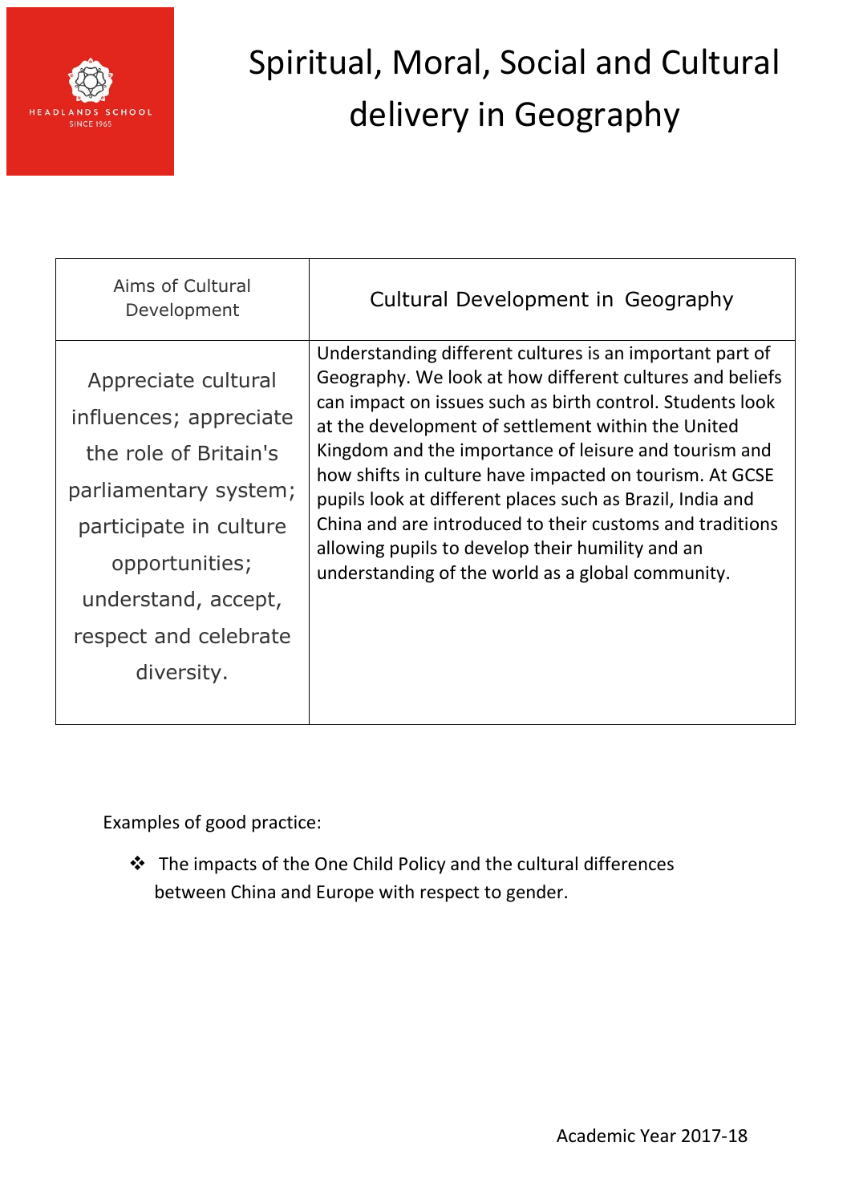HEADLANDS SCHOOL
SINCE 1965

# Spiritual, Moral, Social and Cultural delivery in Geography

| Aims of Cultural Development | Cultural Development in Geography |
|---|---|
| Appreciate cultural influences; appreciate the role of Britain's parliamentary system; participate in culture opportunities; understand, accept, respect and celebrate diversity. | Understanding different cultures is an important part of Geography. We look at how different cultures and beliefs can impact on issues such as birth control. Students look at the development of settlement within the United Kingdom and the importance of leisure and tourism and how shifts in culture have impacted on tourism. At GCSE pupils look at different places such as Brazil, India and China and are introduced to their customs and traditions allowing pupils to develop their humility and an understanding of the world as a global community. |

Examples of good practice:

- The impacts of the One Child Policy and the cultural differences between China and Europe with respect to gender.

Academic Year 2017-18